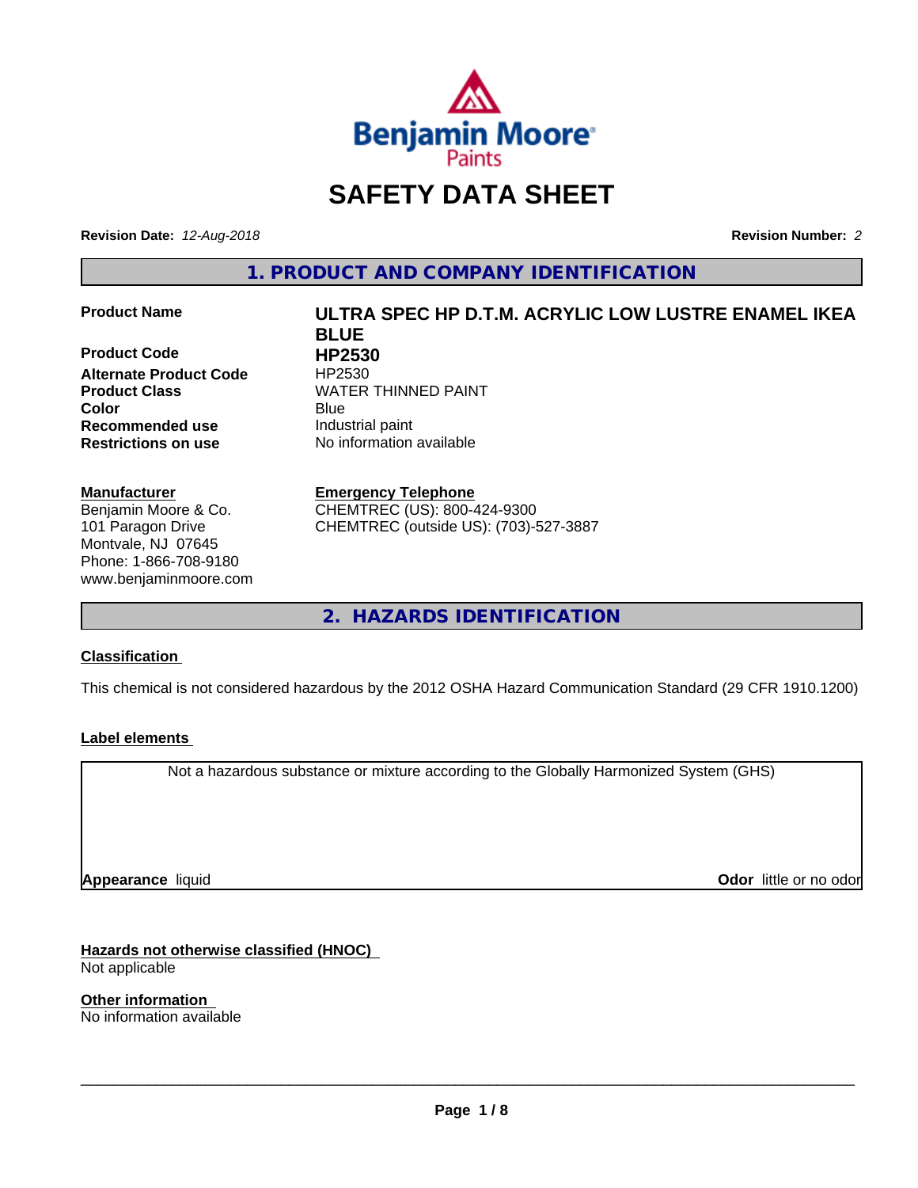# SAFETY DATA SHEET

**Revision Date:** *12-Aug-2018* **Revision Number:** *2*

## 1. PRODUCT AND COMPANY IDENTIFICATION

| | |
|---|---|
| **Product Name** | **ULTRA SPEC HP D.T.M. ACRYLIC LOW LUSTRE ENAMEL IKEA BLUE** |
| **Product Code** | **HP2530** |
| **Alternate Product Code** | HP2530 |
| **Product Class** | WATER THINNED PAINT |
| **Color** | Blue |
| **Recommended use** | Industrial paint |
| **Restrictions on use** | No information available |

**Manufacturer**
Benjamin Moore & Co.
101 Paragon Drive
Montvale, NJ 07645
Phone: 1-866-708-9180
www.benjaminmoore.com

**Emergency Telephone**
CHEMTREC (US): 800-424-9300
CHEMTREC (outside US): (703)-527-3887

## 2. HAZARDS IDENTIFICATION

**Classification**

This chemical is not considered hazardous by the 2012 OSHA Hazard Communication Standard (29 CFR 1910.1200)

**Label elements**

Not a hazardous substance or mixture according to the Globally Harmonized System (GHS)

**Appearance** liquid **Odor** little or no odor

**Hazards not otherwise classified (HNOC)**
Not applicable

**Other information**
No information available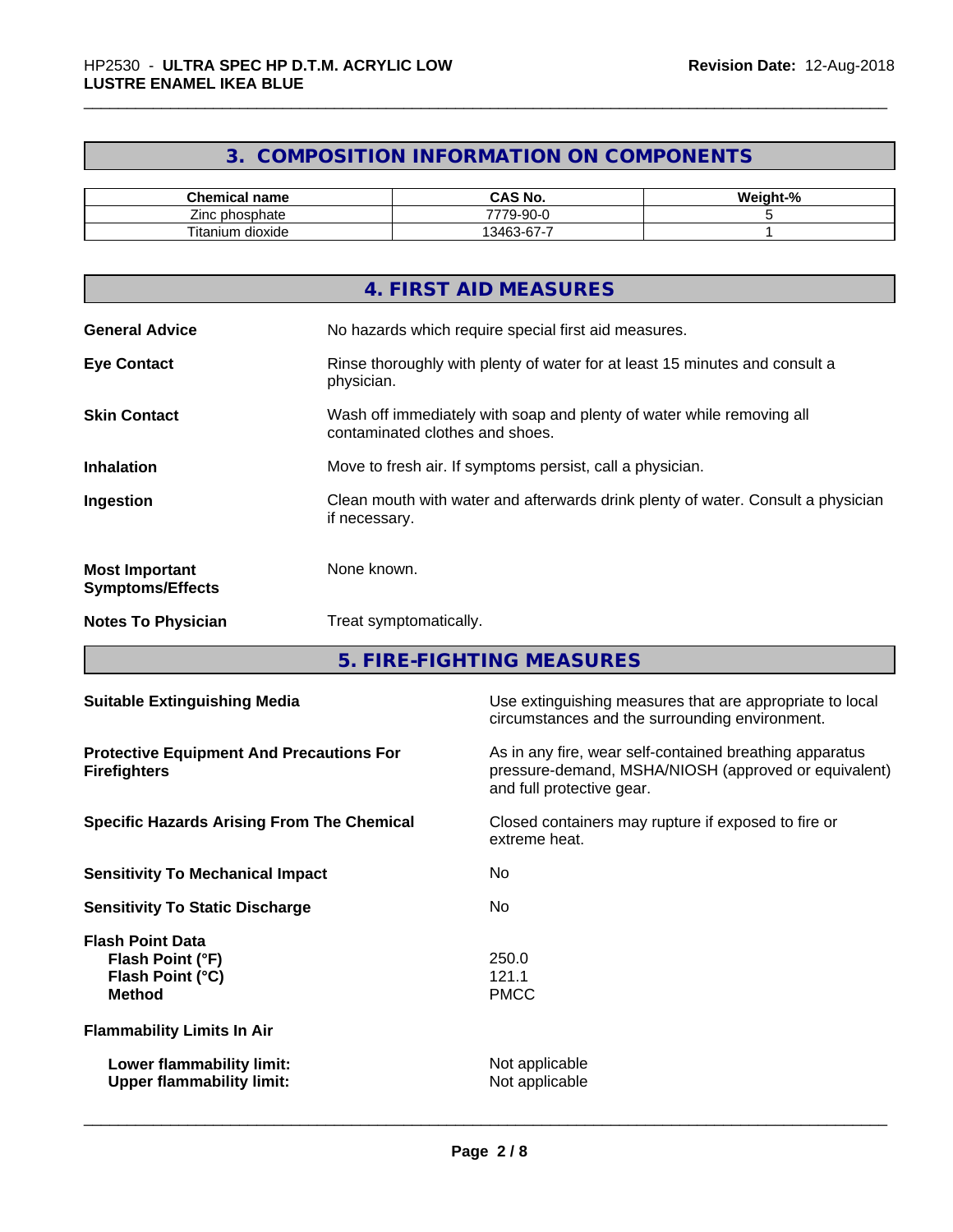## 3. COMPOSITION INFORMATION ON COMPONENTS

| Chemical name | CAS No. | Weight-% |
|---|---|---|
| Zinc phosphate | 7779-90-0 | 5 |
| Titanium dioxide | 13463-67-7 | 1 |

## 4. FIRST AID MEASURES

**General Advice** No hazards which require special first aid measures.

**Eye Contact** Rinse thoroughly with plenty of water for at least 15 minutes and consult a physician.

**Skin Contact** Wash off immediately with soap and plenty of water while removing all contaminated clothes and shoes.

**Inhalation** Move to fresh air. If symptoms persist, call a physician.

**Ingestion** Clean mouth with water and afterwards drink plenty of water. Consult a physician if necessary.

**Most Important Symptoms/Effects** None known.

**Notes To Physician** Treat symptomatically.

## 5. FIRE-FIGHTING MEASURES

**Suitable Extinguishing Media** Use extinguishing measures that are appropriate to local circumstances and the surrounding environment.

**Protective Equipment And Precautions For Firefighters** As in any fire, wear self-contained breathing apparatus pressure-demand, MSHA/NIOSH (approved or equivalent) and full protective gear.

**Specific Hazards Arising From The Chemical** Closed containers may rupture if exposed to fire or extreme heat.

**Sensitivity To Mechanical Impact** No

**Sensitivity To Static Discharge** No

**Flash Point Data**
**Flash Point (°F)** 250.0
**Flash Point (°C)** 121.1
**Method** PMCC

**Flammability Limits In Air**

**Lower flammability limit:** Not applicable
**Upper flammability limit:** Not applicable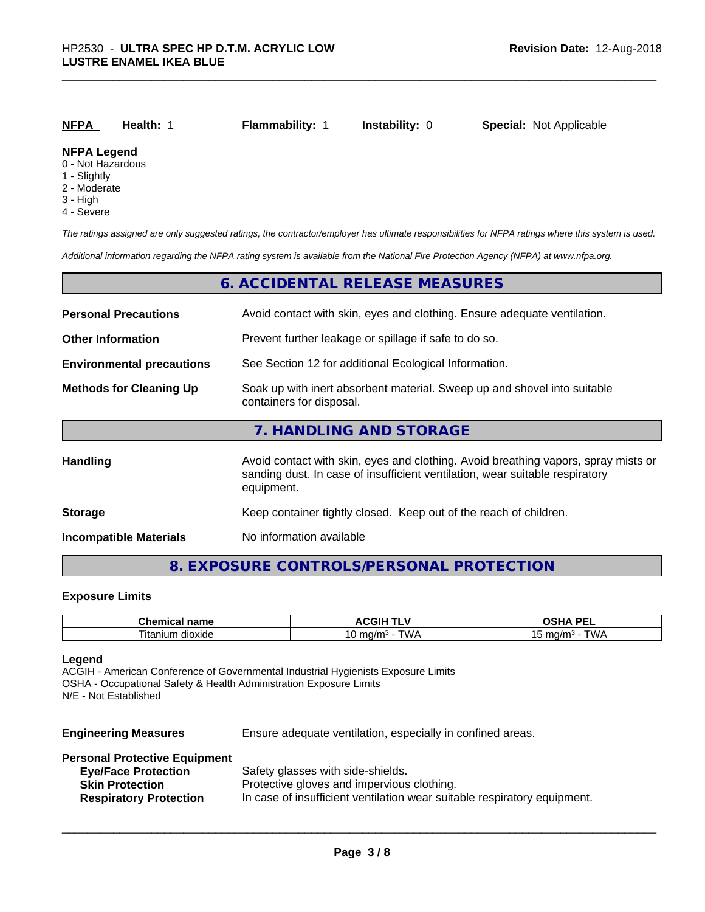| **NFPA** | **Health:** 1 | **Flammability:** 1 | **Instability:** 0 | **Special:** Not Applicable |
|---|---|---|---|---|

**NFPA Legend**
0 - Not Hazardous
1 - Slightly
2 - Moderate
3 - High
4 - Severe

*The ratings assigned are only suggested ratings, the contractor/employer has ultimate responsibilities for NFPA ratings where this system is used.*

*Additional information regarding the NFPA rating system is available from the National Fire Protection Agency (NFPA) at www.nfpa.org.*

## 6. ACCIDENTAL RELEASE MEASURES

**Personal Precautions** — Avoid contact with skin, eyes and clothing. Ensure adequate ventilation.

**Other Information** — Prevent further leakage or spillage if safe to do so.

**Environmental precautions** — See Section 12 for additional Ecological Information.

**Methods for Cleaning Up** — Soak up with inert absorbent material. Sweep up and shovel into suitable containers for disposal.

## 7. HANDLING AND STORAGE

**Handling** — Avoid contact with skin, eyes and clothing. Avoid breathing vapors, spray mists or sanding dust. In case of insufficient ventilation, wear suitable respiratory equipment.

**Storage** — Keep container tightly closed. Keep out of the reach of children.

**Incompatible Materials** — No information available

## 8. EXPOSURE CONTROLS/PERSONAL PROTECTION

### Exposure Limits

| Chemical name | ACGIH TLV | OSHA PEL |
|---|---|---|
| Titanium dioxide | 10 $mg/m^3$ - TWA | 15 $mg/m^3$ - TWA |

**Legend**
ACGIH - American Conference of Governmental Industrial Hygienists Exposure Limits
OSHA - Occupational Safety & Health Administration Exposure Limits
N/E - Not Established

**Engineering Measures** — Ensure adequate ventilation, especially in confined areas.

**Personal Protective Equipment**

- **Eye/Face Protection** — Safety glasses with side-shields.
- **Skin Protection** — Protective gloves and impervious clothing.
- **Respiratory Protection** — In case of insufficient ventilation wear suitable respiratory equipment.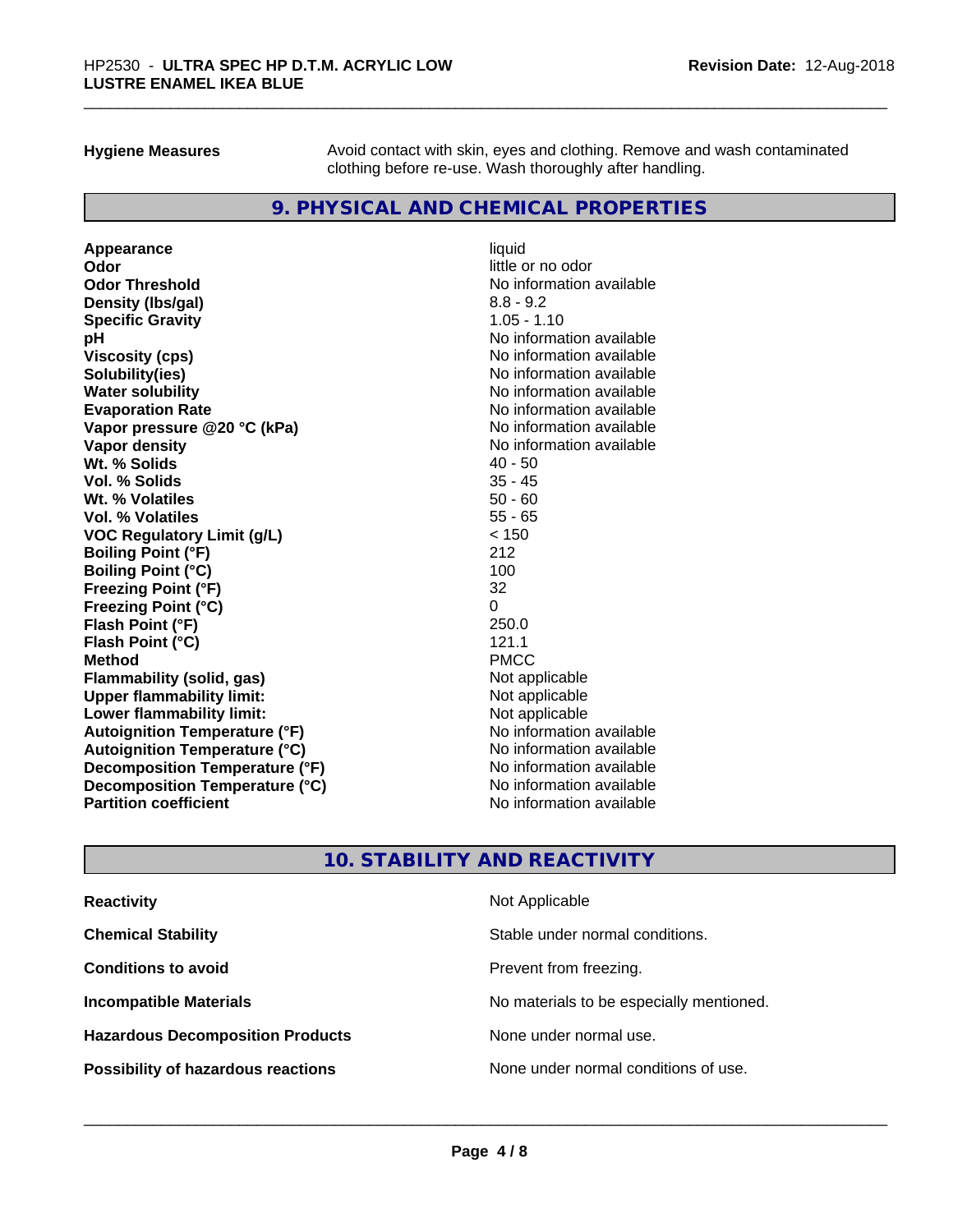**Hygiene Measures** Avoid contact with skin, eyes and clothing. Remove and wash contaminated clothing before re-use. Wash thoroughly after handling.

## 9. PHYSICAL AND CHEMICAL PROPERTIES

| | |
|---|---|
| **Appearance** | liquid |
| **Odor** | little or no odor |
| **Odor Threshold** | No information available |
| **Density (lbs/gal)** | 8.8 - 9.2 |
| **Specific Gravity** | 1.05 - 1.10 |
| **pH** | No information available |
| **Viscosity (cps)** | No information available |
| **Solubility(ies)** | No information available |
| **Water solubility** | No information available |
| **Evaporation Rate** | No information available |
| **Vapor pressure @20 °C (kPa)** | No information available |
| **Vapor density** | No information available |
| **Wt. % Solids** | 40 - 50 |
| **Vol. % Solids** | 35 - 45 |
| **Wt. % Volatiles** | 50 - 60 |
| **Vol. % Volatiles** | 55 - 65 |
| **VOC Regulatory Limit (g/L)** | < 150 |
| **Boiling Point (°F)** | 212 |
| **Boiling Point (°C)** | 100 |
| **Freezing Point (°F)** | 32 |
| **Freezing Point (°C)** | 0 |
| **Flash Point (°F)** | 250.0 |
| **Flash Point (°C)** | 121.1 |
| **Method** | PMCC |
| **Flammability (solid, gas)** | Not applicable |
| **Upper flammability limit:** | Not applicable |
| **Lower flammability limit:** | Not applicable |
| **Autoignition Temperature (°F)** | No information available |
| **Autoignition Temperature (°C)** | No information available |
| **Decomposition Temperature (°F)** | No information available |
| **Decomposition Temperature (°C)** | No information available |
| **Partition coefficient** | No information available |

## 10. STABILITY AND REACTIVITY

| | |
|---|---|
| **Reactivity** | Not Applicable |
| **Chemical Stability** | Stable under normal conditions. |
| **Conditions to avoid** | Prevent from freezing. |
| **Incompatible Materials** | No materials to be especially mentioned. |
| **Hazardous Decomposition Products** | None under normal use. |
| **Possibility of hazardous reactions** | None under normal conditions of use. |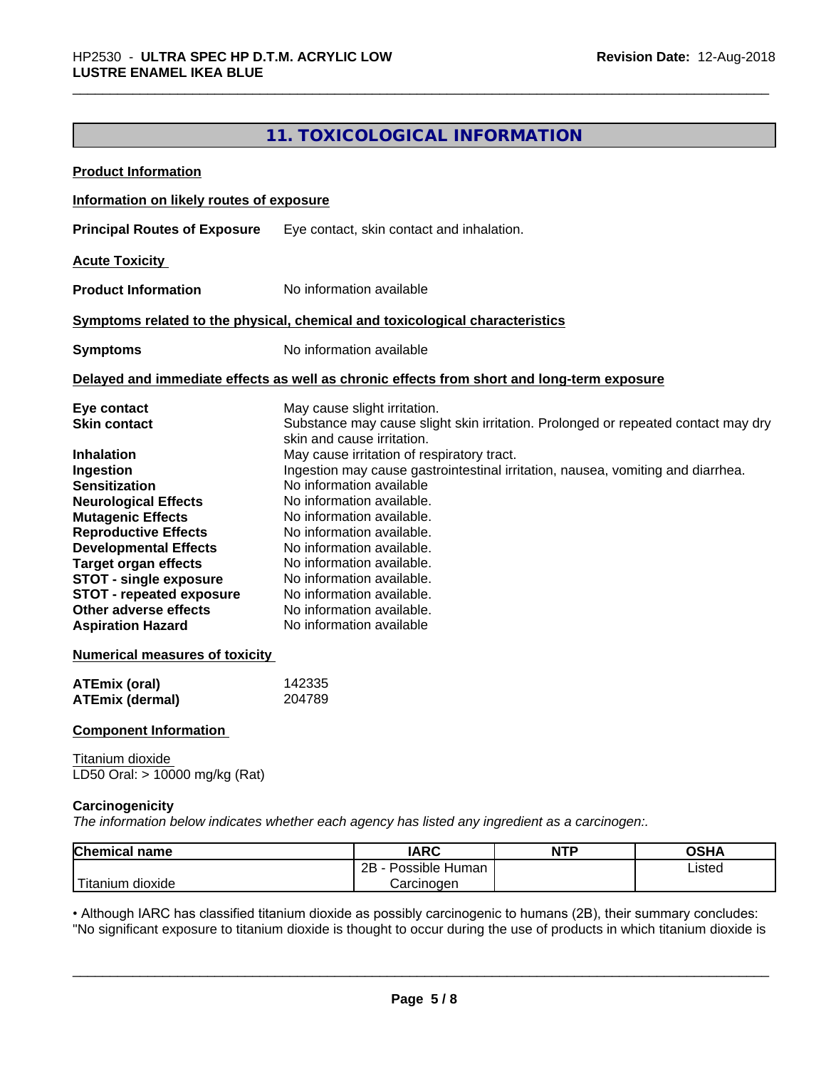## 11. TOXICOLOGICAL INFORMATION

**Product Information**

**Information on likely routes of exposure**

**Principal Routes of Exposure** Eye contact, skin contact and inhalation.

**Acute Toxicity**

**Product Information** No information available

**Symptoms related to the physical, chemical and toxicological characteristics**

**Symptoms** No information available

**Delayed and immediate effects as well as chronic effects from short and long-term exposure**

| | |
|---|---|
| **Eye contact** | May cause slight irritation. |
| **Skin contact** | Substance may cause slight skin irritation. Prolonged or repeated contact may dry skin and cause irritation. |
| **Inhalation** | May cause irritation of respiratory tract. |
| **Ingestion** | Ingestion may cause gastrointestinal irritation, nausea, vomiting and diarrhea. |
| **Sensitization** | No information available |
| **Neurological Effects** | No information available. |
| **Mutagenic Effects** | No information available. |
| **Reproductive Effects** | No information available. |
| **Developmental Effects** | No information available. |
| **Target organ effects** | No information available. |
| **STOT - single exposure** | No information available. |
| **STOT - repeated exposure** | No information available. |
| **Other adverse effects** | No information available. |
| **Aspiration Hazard** | No information available |

**Numerical measures of toxicity**

| | |
|---|---|
| **ATEmix (oral)** | 142335 |
| **ATEmix (dermal)** | 204789 |

**Component Information**

Titanium dioxide
LD50 Oral: > 10000 mg/kg (Rat)

**Carcinogenicity**

*The information below indicates whether each agency has listed any ingredient as a carcinogen:.*

| Chemical name | IARC | NTP | OSHA |
|---|---|---|---|
| Titanium dioxide | 2B - Possible Human Carcinogen | | Listed |

• Although IARC has classified titanium dioxide as possibly carcinogenic to humans (2B), their summary concludes: "No significant exposure to titanium dioxide is thought to occur during the use of products in which titanium dioxide is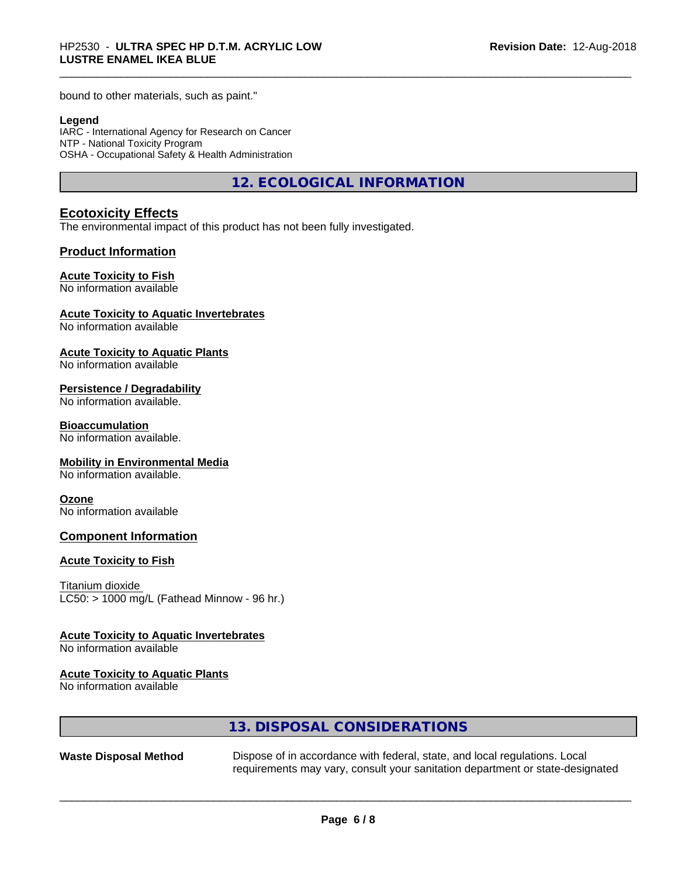bound to other materials, such as paint."

**Legend**
IARC - International Agency for Research on Cancer
NTP - National Toxicity Program
OSHA - Occupational Safety & Health Administration

## 12. ECOLOGICAL INFORMATION

### Ecotoxicity Effects

The environmental impact of this product has not been fully investigated.

### Product Information

**Acute Toxicity to Fish**
No information available

**Acute Toxicity to Aquatic Invertebrates**
No information available

**Acute Toxicity to Aquatic Plants**
No information available

**Persistence / Degradability**
No information available.

**Bioaccumulation**
No information available.

**Mobility in Environmental Media**
No information available.

**Ozone**
No information available

### Component Information

**Acute Toxicity to Fish**

Titanium dioxide
LC50: > 1000 mg/L (Fathead Minnow - 96 hr.)

**Acute Toxicity to Aquatic Invertebrates**
No information available

**Acute Toxicity to Aquatic Plants**
No information available

## 13. DISPOSAL CONSIDERATIONS

**Waste Disposal Method** Dispose of in accordance with federal, state, and local regulations. Local requirements may vary, consult your sanitation department or state-designated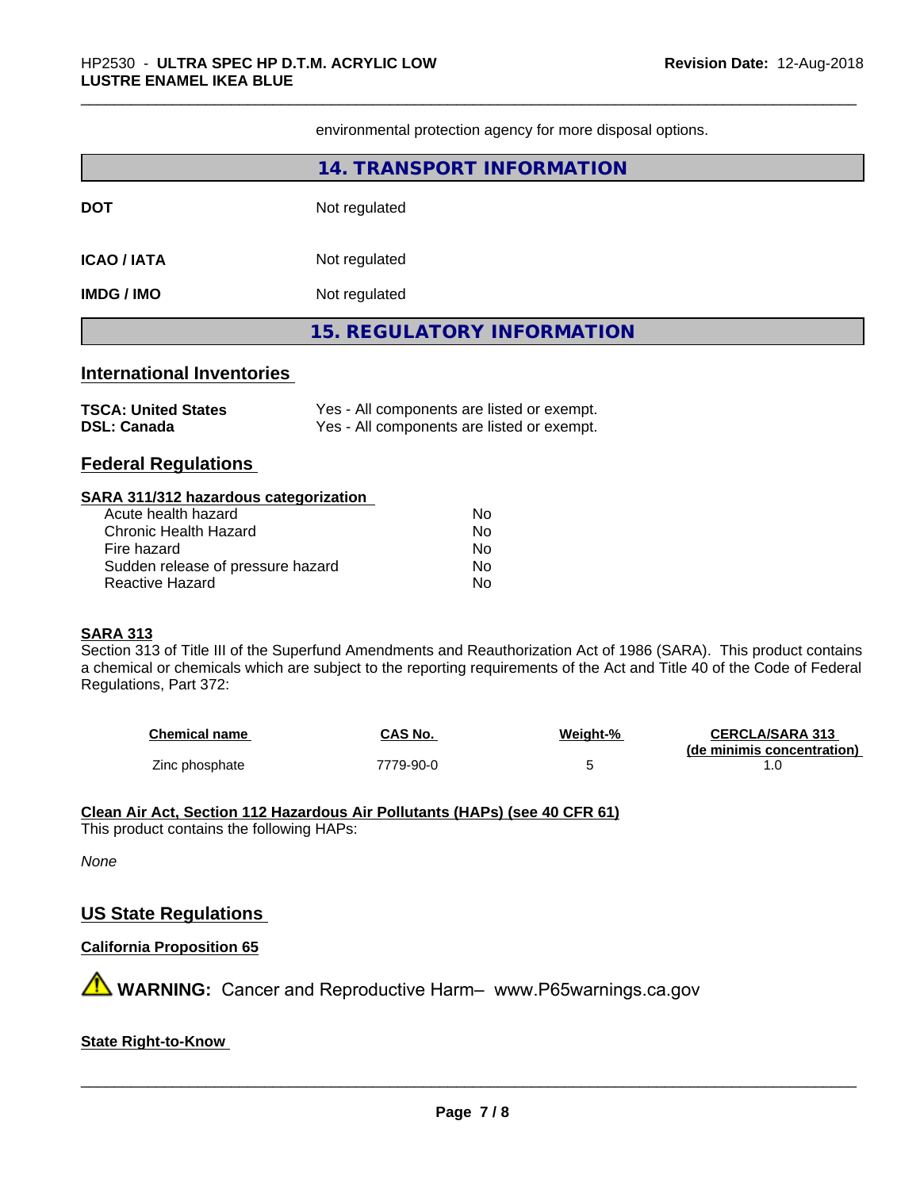environmental protection agency for more disposal options.

## 14. TRANSPORT INFORMATION

| | |
|---|---|
| **DOT** | Not regulated |
| **ICAO / IATA** | Not regulated |
| **IMDG / IMO** | Not regulated |

## 15. REGULATORY INFORMATION

### International Inventories

| | |
|---|---|
| **TSCA: United States** | Yes - All components are listed or exempt. |
| **DSL: Canada** | Yes - All components are listed or exempt. |

### Federal Regulations

**SARA 311/312 hazardous categorization**

| | |
|---|---|
| Acute health hazard | No |
| Chronic Health Hazard | No |
| Fire hazard | No |
| Sudden release of pressure hazard | No |
| Reactive Hazard | No |

**SARA 313**

Section 313 of Title III of the Superfund Amendments and Reauthorization Act of 1986 (SARA). This product contains a chemical or chemicals which are subject to the reporting requirements of the Act and Title 40 of the Code of Federal Regulations, Part 372:

| Chemical name | CAS No. | Weight-% | CERCLA/SARA 313 (de minimis concentration) |
|---|---|---|---|
| Zinc phosphate | 7779-90-0 | 5 | 1.0 |

**Clean Air Act, Section 112 Hazardous Air Pollutants (HAPs) (see 40 CFR 61)**

This product contains the following HAPs:

*None*

### US State Regulations

**California Proposition 65**

**WARNING:** Cancer and Reproductive Harm– www.P65warnings.ca.gov

**State Right-to-Know**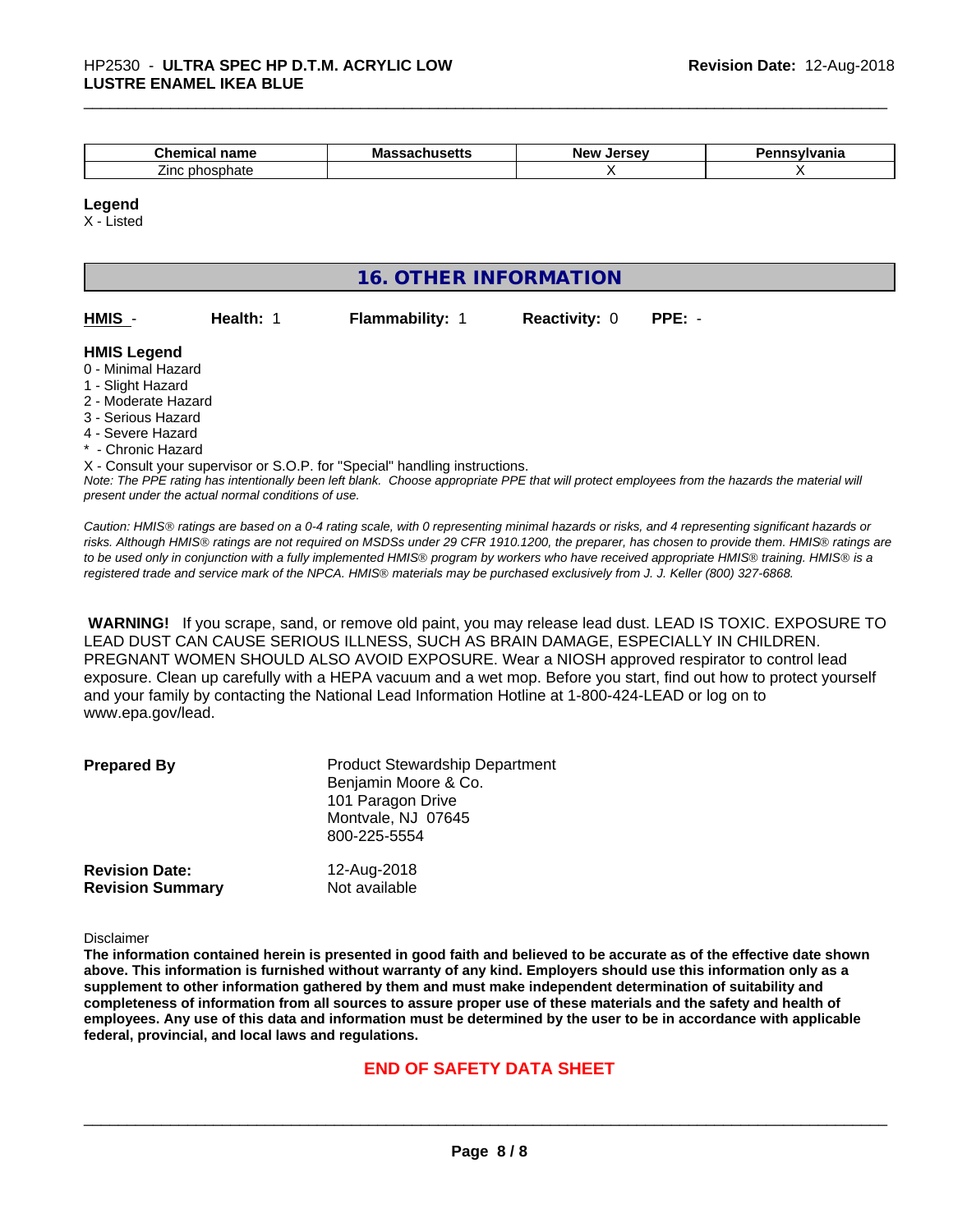| Chemical name | Massachusetts | New Jersey | Pennsylvania |
| --- | --- | --- | --- |
| Zinc phosphate | | X | X |

**Legend**

X - Listed

## 16. OTHER INFORMATION

**HMIS** - **Health:** 1 **Flammability:** 1 **Reactivity:** 0 **PPE:** -

**HMIS Legend**

0 - Minimal Hazard
1 - Slight Hazard
2 - Moderate Hazard
3 - Serious Hazard
4 - Severe Hazard
* - Chronic Hazard
X - Consult your supervisor or S.O.P. for "Special" handling instructions.

*Note: The PPE rating has intentionally been left blank. Choose appropriate PPE that will protect employees from the hazards the material will present under the actual normal conditions of use.*

*Caution: HMIS® ratings are based on a 0-4 rating scale, with 0 representing minimal hazards or risks, and 4 representing significant hazards or risks. Although HMIS® ratings are not required on MSDSs under 29 CFR 1910.1200, the preparer, has chosen to provide them. HMIS® ratings are to be used only in conjunction with a fully implemented HMIS® program by workers who have received appropriate HMIS® training. HMIS® is a registered trade and service mark of the NPCA. HMIS® materials may be purchased exclusively from J. J. Keller (800) 327-6868.*

**WARNING!** If you scrape, sand, or remove old paint, you may release lead dust. LEAD IS TOXIC. EXPOSURE TO LEAD DUST CAN CAUSE SERIOUS ILLNESS, SUCH AS BRAIN DAMAGE, ESPECIALLY IN CHILDREN. PREGNANT WOMEN SHOULD ALSO AVOID EXPOSURE. Wear a NIOSH approved respirator to control lead exposure. Clean up carefully with a HEPA vacuum and a wet mop. Before you start, find out how to protect yourself and your family by contacting the National Lead Information Hotline at 1-800-424-LEAD or log on to www.epa.gov/lead.

**Prepared By**

Product Stewardship Department
Benjamin Moore & Co.
101 Paragon Drive
Montvale, NJ 07645
800-225-5554

**Revision Date:** 12-Aug-2018
**Revision Summary** Not available

Disclaimer

**The information contained herein is presented in good faith and believed to be accurate as of the effective date shown above. This information is furnished without warranty of any kind. Employers should use this information only as a supplement to other information gathered by them and must make independent determination of suitability and completeness of information from all sources to assure proper use of these materials and the safety and health of employees. Any use of this data and information must be determined by the user to be in accordance with applicable federal, provincial, and local laws and regulations.**

**END OF SAFETY DATA SHEET**